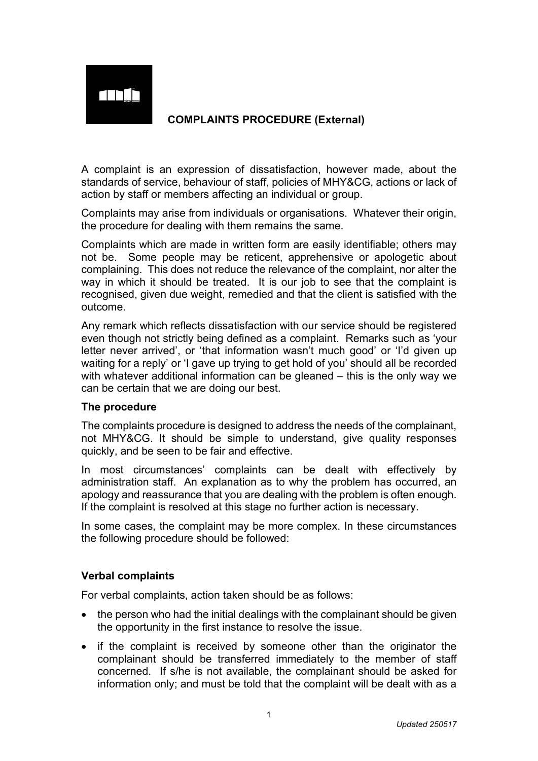# COMPLAINTS PROCEDURE (External)

A complaint is an expression of dissatisfaction, however made, about the standards of service, behaviour of staff, policies of MHY&CG, actions or lack of action by staff or members affecting an individual or group.

Complaints may arise from individuals or organisations. Whatever their origin, the procedure for dealing with them remains the same.

Complaints which are made in written form are easily identifiable; others may not be. Some people may be reticent, apprehensive or apologetic about complaining. This does not reduce the relevance of the complaint, nor alter the way in which it should be treated. It is our job to see that the complaint is recognised, given due weight, remedied and that the client is satisfied with the outcome.

Any remark which reflects dissatisfaction with our service should be registered even though not strictly being defined as a complaint. Remarks such as 'your letter never arrived', or 'that information wasn't much good' or 'I'd given up waiting for a reply' or 'I gave up trying to get hold of you' should all be recorded with whatever additional information can be gleaned – this is the only way we can be certain that we are doing our best.

### The procedure

The complaints procedure is designed to address the needs of the complainant, not MHY&CG. It should be simple to understand, give quality responses quickly, and be seen to be fair and effective.

In most circumstances' complaints can be dealt with effectively by administration staff. An explanation as to why the problem has occurred, an apology and reassurance that you are dealing with the problem is often enough. If the complaint is resolved at this stage no further action is necessary.

In some cases, the complaint may be more complex. In these circumstances the following procedure should be followed:

### Verbal complaints

For verbal complaints, action taken should be as follows:

- the person who had the initial dealings with the complainant should be given the opportunity in the first instance to resolve the issue.
- if the complaint is received by someone other than the originator the complainant should be transferred immediately to the member of staff concerned. If s/he is not available, the complainant should be asked for information only; and must be told that the complaint will be dealt with as a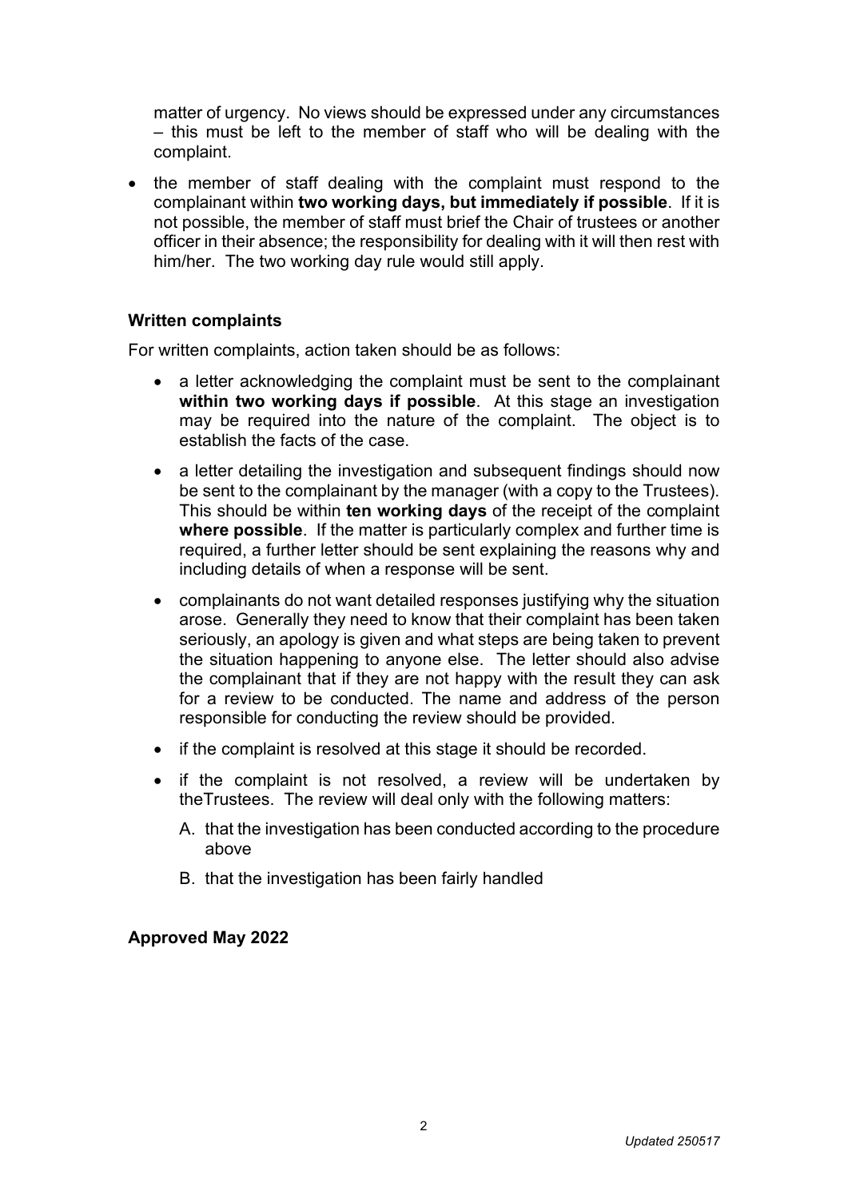matter of urgency. No views should be expressed under any circumstances – this must be left to the member of staff who will be dealing with the complaint.

- the member of staff dealing with the complaint must respond to the complainant within **two working days, but immediately if possible**. If it is not possible, the member of staff must brief the Chair of trustees or another officer in their absence; the responsibility for dealing with it will then rest with him/her. The two working day rule would still apply.

**Written complaints**

For written complaints, action taken should be as follows:

- a letter acknowledging the complaint must be sent to the complainant **within two working days if possible**. At this stage an investigation may be required into the nature of the complaint. The object is to establish the facts of the case.
- a letter detailing the investigation and subsequent findings should now be sent to the complainant by the manager (with a copy to the Trustees). This should be within **ten working days** of the receipt of the complaint **where possible**. If the matter is particularly complex and further time is required, a further letter should be sent explaining the reasons why and including details of when a response will be sent.
- complainants do not want detailed responses justifying why the situation arose. Generally they need to know that their complaint has been taken seriously, an apology is given and what steps are being taken to prevent the situation happening to anyone else. The letter should also advise the complainant that if they are not happy with the result they can ask for a review to be conducted. The name and address of the person responsible for conducting the review should be provided.
- if the complaint is resolved at this stage it should be recorded.
- if the complaint is not resolved, a review will be undertaken by theTrustees. The review will deal only with the following matters:
  - A. that the investigation has been conducted according to the procedure above
  - B. that the investigation has been fairly handled

**Approved May 2022**

*Updated 250517*